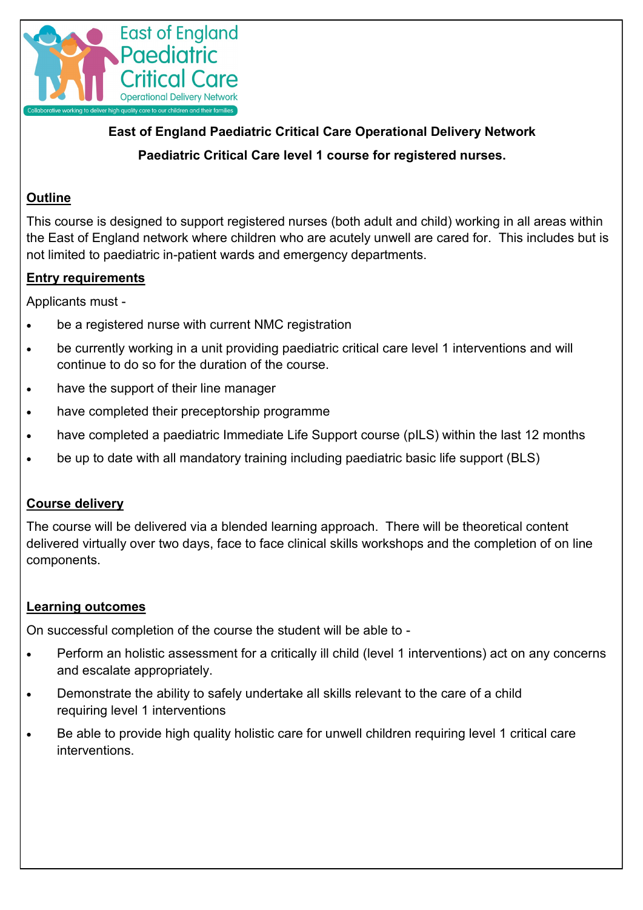East of England Paediatric Critical Care Operational Delivery Network

Collaborative working to deliver high quality care to our children and their families

**East of England Paediatric Critical Care Operational Delivery Network**

**Paediatric Critical Care level 1 course for registered nurses.**

## Outline

This course is designed to support registered nurses (both adult and child) working in all areas within the East of England network where children who are acutely unwell are cared for. This includes but is not limited to paediatric in-patient wards and emergency departments.

## Entry requirements

Applicants must -

- be a registered nurse with current NMC registration
- be currently working in a unit providing paediatric critical care level 1 interventions and will continue to do so for the duration of the course.
- have the support of their line manager
- have completed their preceptorship programme
- have completed a paediatric Immediate Life Support course (pILS) within the last 12 months
- be up to date with all mandatory training including paediatric basic life support (BLS)

## Course delivery

The course will be delivered via a blended learning approach. There will be theoretical content delivered virtually over two days, face to face clinical skills workshops and the completion of on line components.

## Learning outcomes

On successful completion of the course the student will be able to -

- Perform an holistic assessment for a critically ill child (level 1 interventions) act on any concerns and escalate appropriately.
- Demonstrate the ability to safely undertake all skills relevant to the care of a child requiring level 1 interventions
- Be able to provide high quality holistic care for unwell children requiring level 1 critical care interventions.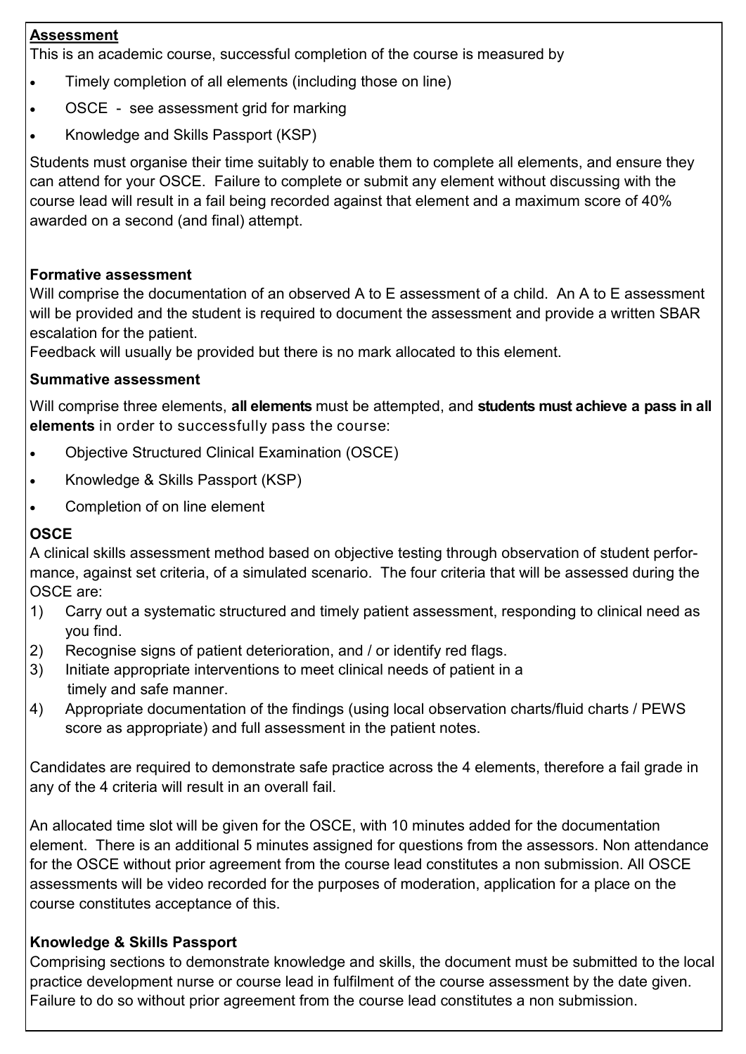**Assessment**

This is an academic course, successful completion of the course is measured by

- Timely completion of all elements (including those on line)
- OSCE - see assessment grid for marking
- Knowledge and Skills Passport (KSP)

Students must organise their time suitably to enable them to complete all elements, and ensure they can attend for your OSCE. Failure to complete or submit any element without discussing with the course lead will result in a fail being recorded against that element and a maximum score of 40% awarded on a second (and final) attempt.

**Formative assessment**

Will comprise the documentation of an observed A to E assessment of a child. An A to E assessment will be provided and the student is required to document the assessment and provide a written SBAR escalation for the patient.

Feedback will usually be provided but there is no mark allocated to this element.

**Summative assessment**

Will comprise three elements, **all elements** must be attempted, and **students must achieve a pass in all elements** in order to successfully pass the course:

- Objective Structured Clinical Examination (OSCE)
- Knowledge & Skills Passport (KSP)
- Completion of on line element

**OSCE**

A clinical skills assessment method based on objective testing through observation of student performance, against set criteria, of a simulated scenario. The four criteria that will be assessed during the OSCE are:

1) Carry out a systematic structured and timely patient assessment, responding to clinical need as you find.
2) Recognise signs of patient deterioration, and / or identify red flags.
3) Initiate appropriate interventions to meet clinical needs of patient in a timely and safe manner.
4) Appropriate documentation of the findings (using local observation charts/fluid charts / PEWS score as appropriate) and full assessment in the patient notes.

Candidates are required to demonstrate safe practice across the 4 elements, therefore a fail grade in any of the 4 criteria will result in an overall fail.

An allocated time slot will be given for the OSCE, with 10 minutes added for the documentation element. There is an additional 5 minutes assigned for questions from the assessors. Non attendance for the OSCE without prior agreement from the course lead constitutes a non submission. All OSCE assessments will be video recorded for the purposes of moderation, application for a place on the course constitutes acceptance of this.

**Knowledge & Skills Passport**

Comprising sections to demonstrate knowledge and skills, the document must be submitted to the local practice development nurse or course lead in fulfilment of the course assessment by the date given. Failure to do so without prior agreement from the course lead constitutes a non submission.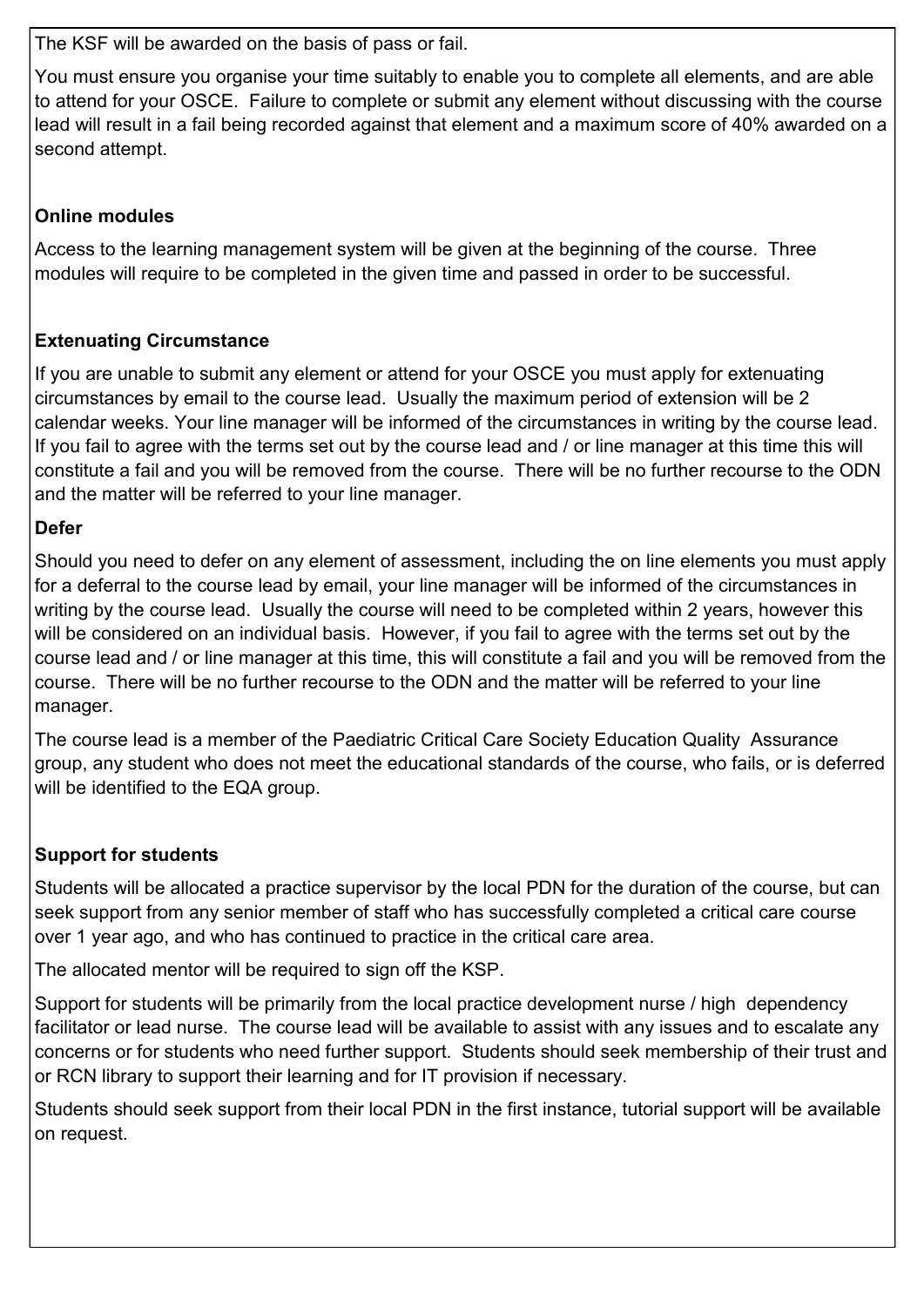The KSF will be awarded on the basis of pass or fail.

You must ensure you organise your time suitably to enable you to complete all elements, and are able to attend for your OSCE. Failure to complete or submit any element without discussing with the course lead will result in a fail being recorded against that element and a maximum score of 40% awarded on a second attempt.

**Online modules**

Access to the learning management system will be given at the beginning of the course. Three modules will require to be completed in the given time and passed in order to be successful.

**Extenuating Circumstance**

If you are unable to submit any element or attend for your OSCE you must apply for extenuating circumstances by email to the course lead. Usually the maximum period of extension will be 2 calendar weeks. Your line manager will be informed of the circumstances in writing by the course lead. If you fail to agree with the terms set out by the course lead and / or line manager at this time this will constitute a fail and you will be removed from the course. There will be no further recourse to the ODN and the matter will be referred to your line manager.

**Defer**

Should you need to defer on any element of assessment, including the on line elements you must apply for a deferral to the course lead by email, your line manager will be informed of the circumstances in writing by the course lead. Usually the course will need to be completed within 2 years, however this will be considered on an individual basis. However, if you fail to agree with the terms set out by the course lead and / or line manager at this time, this will constitute a fail and you will be removed from the course. There will be no further recourse to the ODN and the matter will be referred to your line manager.

The course lead is a member of the Paediatric Critical Care Society Education Quality Assurance group, any student who does not meet the educational standards of the course, who fails, or is deferred will be identified to the EQA group.

**Support for students**

Students will be allocated a practice supervisor by the local PDN for the duration of the course, but can seek support from any senior member of staff who has successfully completed a critical care course over 1 year ago, and who has continued to practice in the critical care area.

The allocated mentor will be required to sign off the KSP.

Support for students will be primarily from the local practice development nurse / high dependency facilitator or lead nurse. The course lead will be available to assist with any issues and to escalate any concerns or for students who need further support. Students should seek membership of their trust and or RCN library to support their learning and for IT provision if necessary.

Students should seek support from their local PDN in the first instance, tutorial support will be available on request.